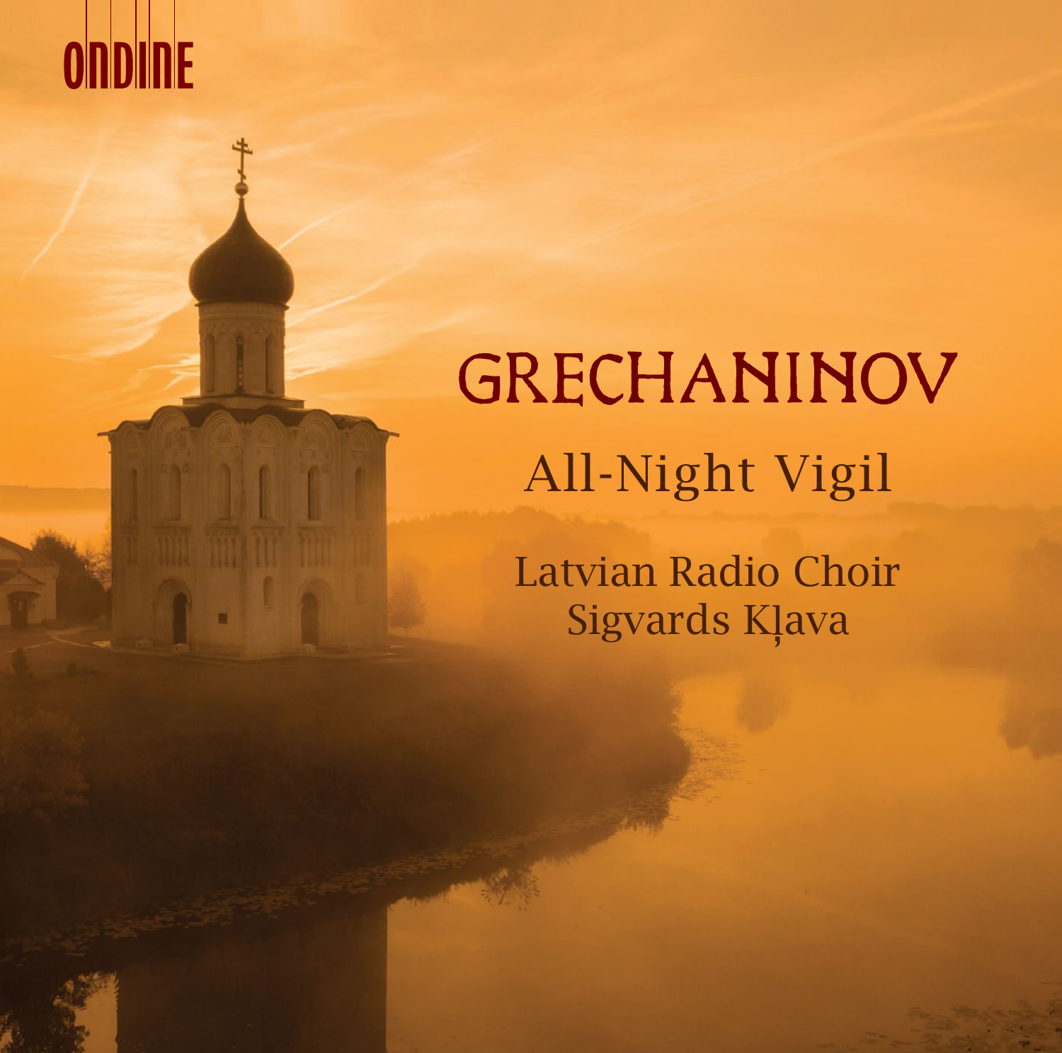ONDINE

# GRECHANINOV

## All-Night Vigil

Latvian Radio Choir
Sigvards Kļava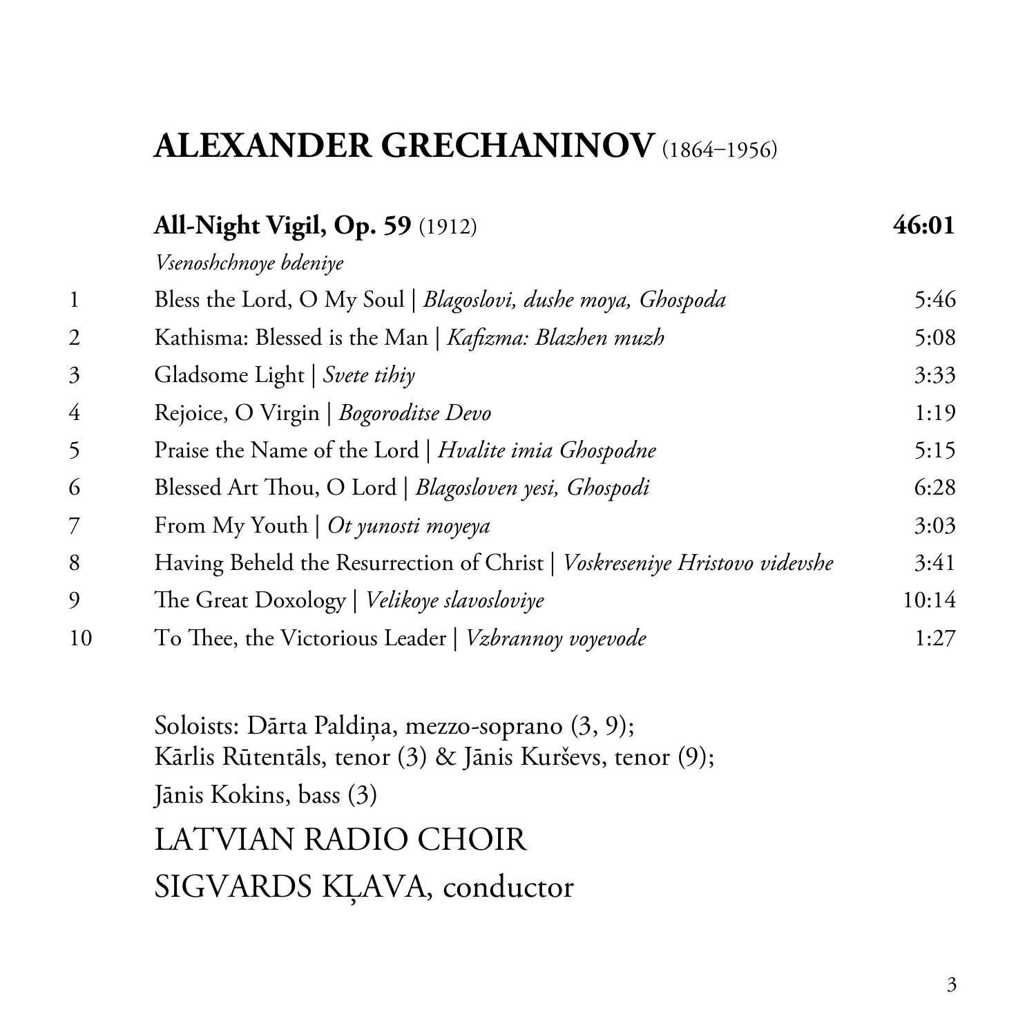# **ALEXANDER GRECHANINOV** (1864–1956)

| | | |
|---|---|---|
| | **All-Night Vigil, Op. 59** (1912) | **46:01** |
| | *Vsenoshchnoye bdeniye* | |
| 1 | Bless the Lord, O My Soul \| *Blagoslovi, dushe moya, Ghospoda* | 5:46 |
| 2 | Kathisma: Blessed is the Man \| *Kafizma: Blazhen muzh* | 5:08 |
| 3 | Gladsome Light \| *Svete tihiy* | 3:33 |
| 4 | Rejoice, O Virgin \| *Bogoroditse Devo* | 1:19 |
| 5 | Praise the Name of the Lord \| *Hvalite imia Ghospodne* | 5:15 |
| 6 | Blessed Art Thou, O Lord \| *Blagosloven yesi, Ghospodi* | 6:28 |
| 7 | From My Youth \| *Ot yunosti moyeya* | 3:03 |
| 8 | Having Beheld the Resurrection of Christ \| *Voskreseniye Hristovo videvshe* | 3:41 |
| 9 | The Great Doxology \| *Velikoye slavosloviye* | 10:14 |
| 10 | To Thee, the Victorious Leader \| *Vzbrannoy voyevode* | 1:27 |

Soloists: Dārta Paldiņa, mezzo-soprano (3, 9);
Kārlis Rūtentāls, tenor (3) & Jānis Kurševs, tenor (9);
Jānis Kokins, bass (3)

LATVIAN RADIO CHOIR

SIGVARDS KĻAVA, conductor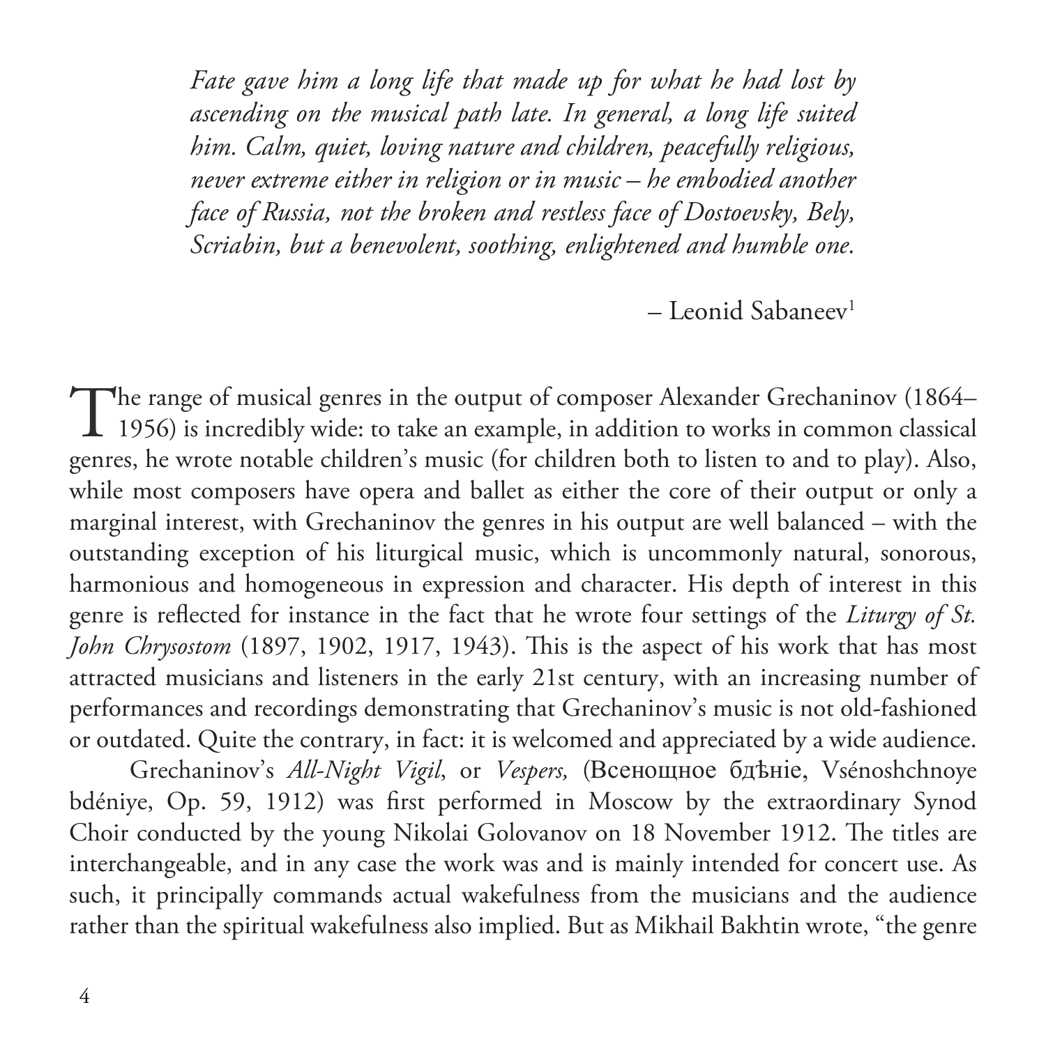*Fate gave him a long life that made up for what he had lost by ascending on the musical path late. In general, a long life suited him. Calm, quiet, loving nature and children, peacefully religious, never extreme either in religion or in music – he embodied another face of Russia, not the broken and restless face of Dostoevsky, Bely, Scriabin, but a benevolent, soothing, enlightened and humble one.*

– Leonid Sabaneev[1]

The range of musical genres in the output of composer Alexander Grechaninov (1864–1956) is incredibly wide: to take an example, in addition to works in common classical genres, he wrote notable children's music (for children both to listen to and to play). Also, while most composers have opera and ballet as either the core of their output or only a marginal interest, with Grechaninov the genres in his output are well balanced – with the outstanding exception of his liturgical music, which is uncommonly natural, sonorous, harmonious and homogeneous in expression and character. His depth of interest in this genre is reflected for instance in the fact that he wrote four settings of the *Liturgy of St. John Chrysostom* (1897, 1902, 1917, 1943). This is the aspect of his work that has most attracted musicians and listeners in the early 21st century, with an increasing number of performances and recordings demonstrating that Grechaninov's music is not old-fashioned or outdated. Quite the contrary, in fact: it is welcomed and appreciated by a wide audience.

Grechaninov's *All-Night Vigil*, or *Vespers,* (Всенощное бдѣніе, Vsénoshchnoye bdéniye, Op. 59, 1912) was first performed in Moscow by the extraordinary Synod Choir conducted by the young Nikolai Golovanov on 18 November 1912. The titles are interchangeable, and in any case the work was and is mainly intended for concert use. As such, it principally commands actual wakefulness from the musicians and the audience rather than the spiritual wakefulness also implied. But as Mikhail Bakhtin wrote, "the genre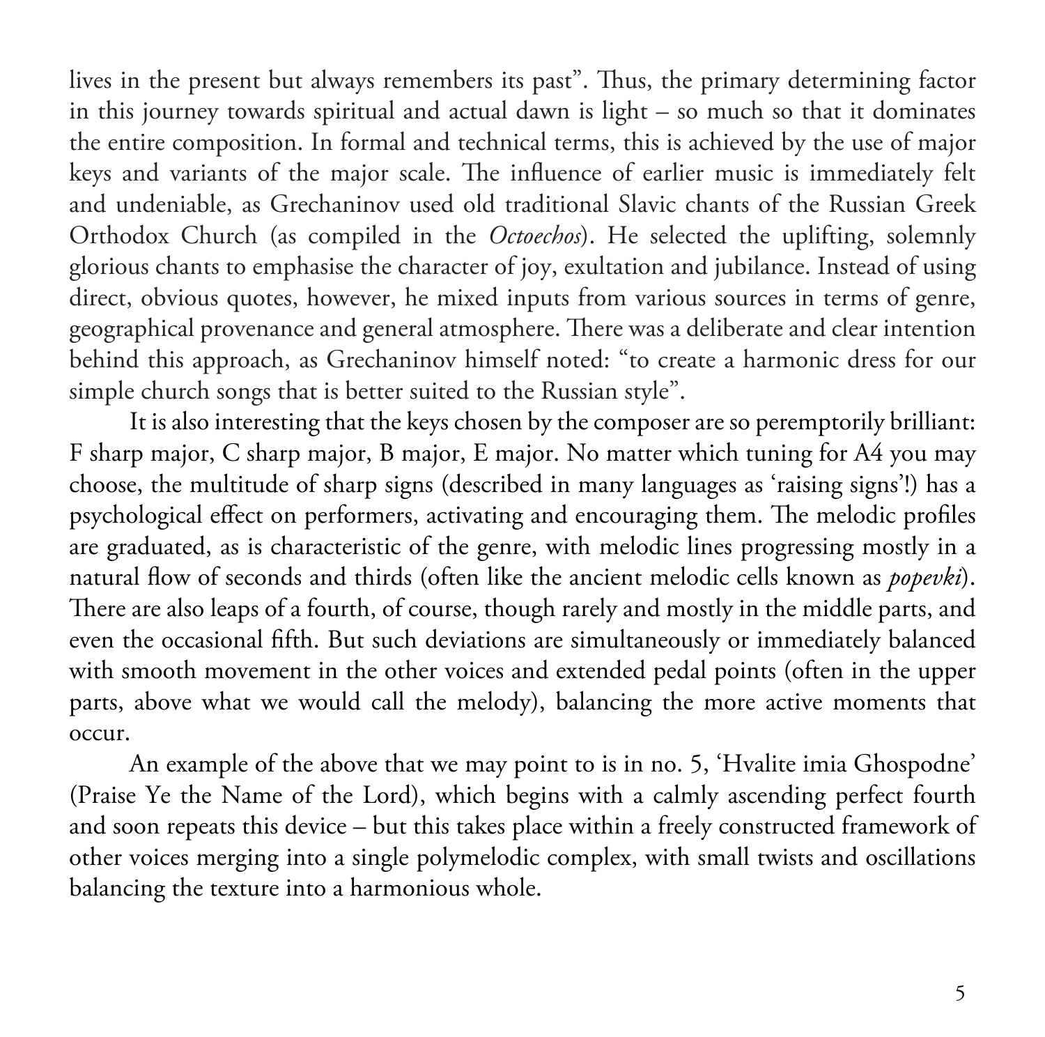lives in the present but always remembers its past". Thus, the primary determining factor in this journey towards spiritual and actual dawn is light – so much so that it dominates the entire composition. In formal and technical terms, this is achieved by the use of major keys and variants of the major scale. The influence of earlier music is immediately felt and undeniable, as Grechaninov used old traditional Slavic chants of the Russian Greek Orthodox Church (as compiled in the *Octoechos*). He selected the uplifting, solemnly glorious chants to emphasise the character of joy, exultation and jubilance. Instead of using direct, obvious quotes, however, he mixed inputs from various sources in terms of genre, geographical provenance and general atmosphere. There was a deliberate and clear intention behind this approach, as Grechaninov himself noted: "to create a harmonic dress for our simple church songs that is better suited to the Russian style".

It is also interesting that the keys chosen by the composer are so peremptorily brilliant: F sharp major, C sharp major, B major, E major. No matter which tuning for A4 you may choose, the multitude of sharp signs (described in many languages as 'raising signs'!) has a psychological effect on performers, activating and encouraging them. The melodic profiles are graduated, as is characteristic of the genre, with melodic lines progressing mostly in a natural flow of seconds and thirds (often like the ancient melodic cells known as *popevki*). There are also leaps of a fourth, of course, though rarely and mostly in the middle parts, and even the occasional fifth. But such deviations are simultaneously or immediately balanced with smooth movement in the other voices and extended pedal points (often in the upper parts, above what we would call the melody), balancing the more active moments that occur.

An example of the above that we may point to is in no. 5, 'Hvalite imia Ghospodne' (Praise Ye the Name of the Lord), which begins with a calmly ascending perfect fourth and soon repeats this device – but this takes place within a freely constructed framework of other voices merging into a single polymelodic complex, with small twists and oscillations balancing the texture into a harmonious whole.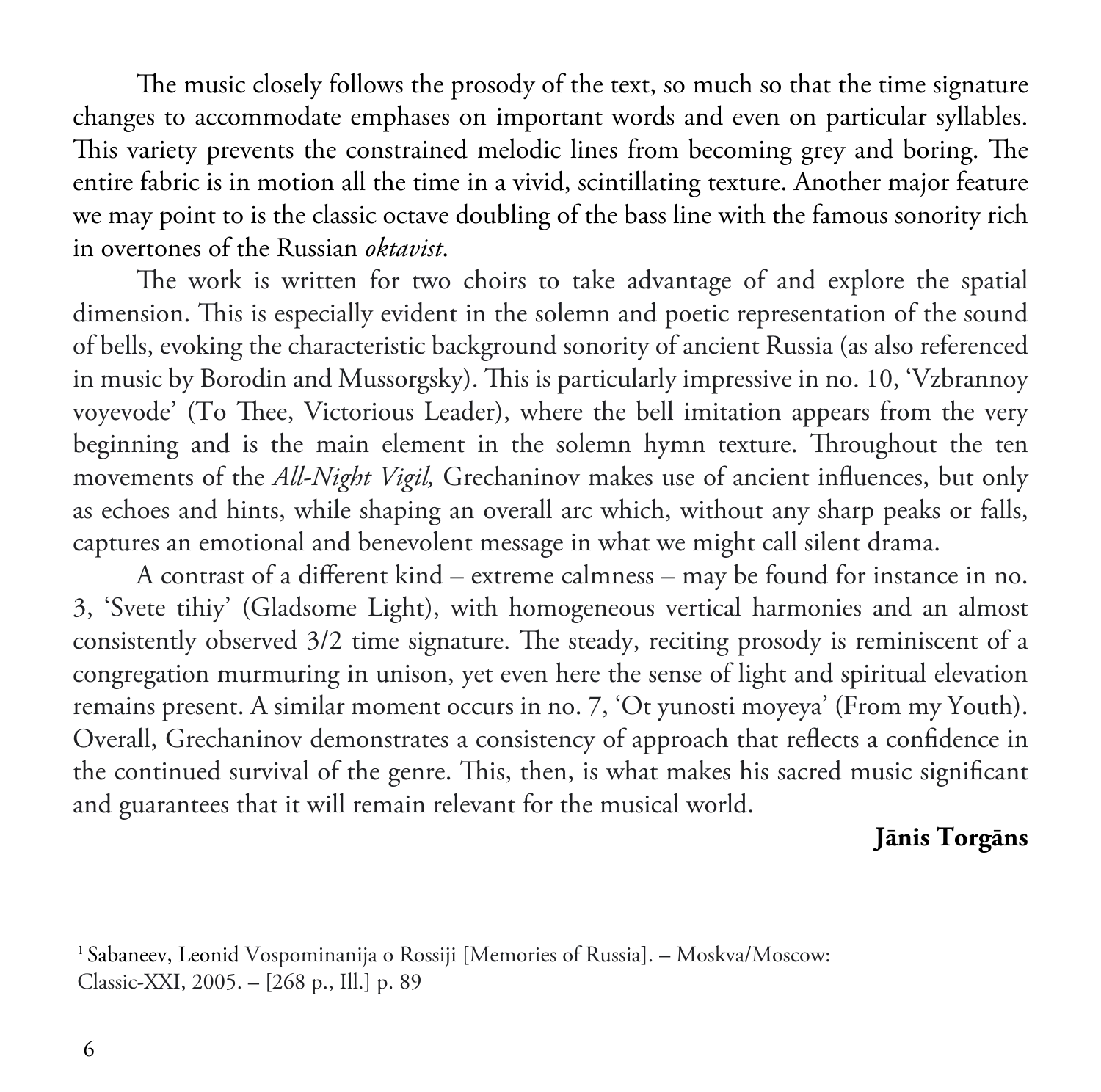The music closely follows the prosody of the text, so much so that the time signature changes to accommodate emphases on important words and even on particular syllables. This variety prevents the constrained melodic lines from becoming grey and boring. The entire fabric is in motion all the time in a vivid, scintillating texture. Another major feature we may point to is the classic octave doubling of the bass line with the famous sonority rich in overtones of the Russian *oktavist*.

The work is written for two choirs to take advantage of and explore the spatial dimension. This is especially evident in the solemn and poetic representation of the sound of bells, evoking the characteristic background sonority of ancient Russia (as also referenced in music by Borodin and Mussorgsky). This is particularly impressive in no. 10, 'Vzbrannoy voyevode' (To Thee, Victorious Leader), where the bell imitation appears from the very beginning and is the main element in the solemn hymn texture. Throughout the ten movements of the *All-Night Vigil,* Grechaninov makes use of ancient influences, but only as echoes and hints, while shaping an overall arc which, without any sharp peaks or falls, captures an emotional and benevolent message in what we might call silent drama.

A contrast of a different kind – extreme calmness – may be found for instance in no. 3, 'Svete tihiy' (Gladsome Light), with homogeneous vertical harmonies and an almost consistently observed 3/2 time signature. The steady, reciting prosody is reminiscent of a congregation murmuring in unison, yet even here the sense of light and spiritual elevation remains present. A similar moment occurs in no. 7, 'Ot yunosti moyeya' (From my Youth). Overall, Grechaninov demonstrates a consistency of approach that reflects a confidence in the continued survival of the genre. This, then, is what makes his sacred music significant and guarantees that it will remain relevant for the musical world.

**Jānis Torgāns**

[1] Sabaneev, Leonid Vospominanija o Rossiji [Memories of Russia]. – Moskva/Moscow: Classic-XXI, 2005. – [268 p., Ill.] p. 89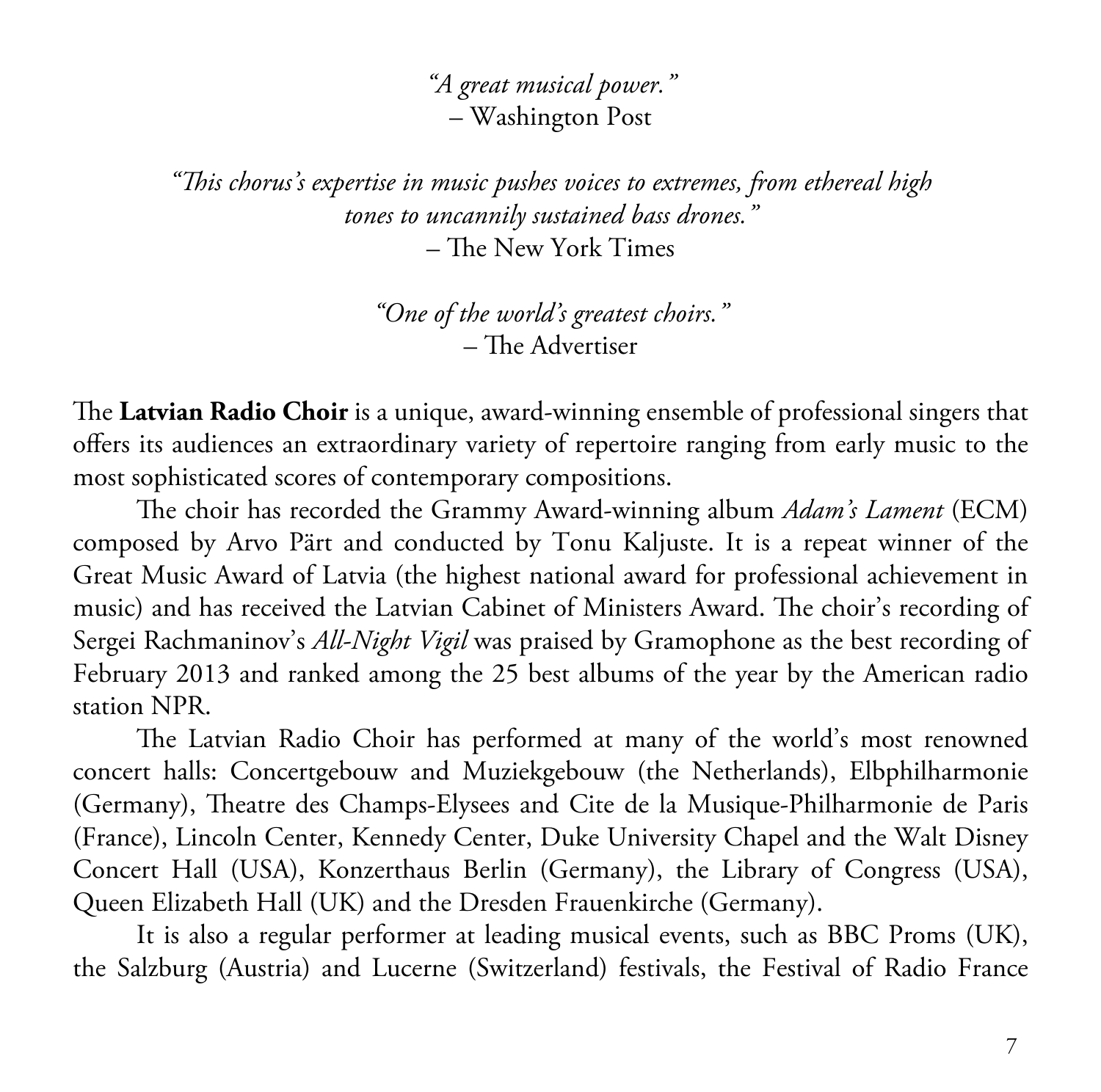*"A great musical power."*
– Washington Post

*"This chorus's expertise in music pushes voices to extremes, from ethereal high tones to uncannily sustained bass drones."*
– The New York Times

*"One of the world's greatest choirs."*
– The Advertiser

The **Latvian Radio Choir** is a unique, award-winning ensemble of professional singers that offers its audiences an extraordinary variety of repertoire ranging from early music to the most sophisticated scores of contemporary compositions.

The choir has recorded the Grammy Award-winning album *Adam's Lament* (ECM) composed by Arvo Pärt and conducted by Tonu Kaljuste. It is a repeat winner of the Great Music Award of Latvia (the highest national award for professional achievement in music) and has received the Latvian Cabinet of Ministers Award. The choir's recording of Sergei Rachmaninov's *All-Night Vigil* was praised by Gramophone as the best recording of February 2013 and ranked among the 25 best albums of the year by the American radio station NPR.

The Latvian Radio Choir has performed at many of the world's most renowned concert halls: Concertgebouw and Muziekgebouw (the Netherlands), Elbphilharmonie (Germany), Theatre des Champs-Elysees and Cite de la Musique-Philharmonie de Paris (France), Lincoln Center, Kennedy Center, Duke University Chapel and the Walt Disney Concert Hall (USA), Konzerthaus Berlin (Germany), the Library of Congress (USA), Queen Elizabeth Hall (UK) and the Dresden Frauenkirche (Germany).

It is also a regular performer at leading musical events, such as BBC Proms (UK), the Salzburg (Austria) and Lucerne (Switzerland) festivals, the Festival of Radio France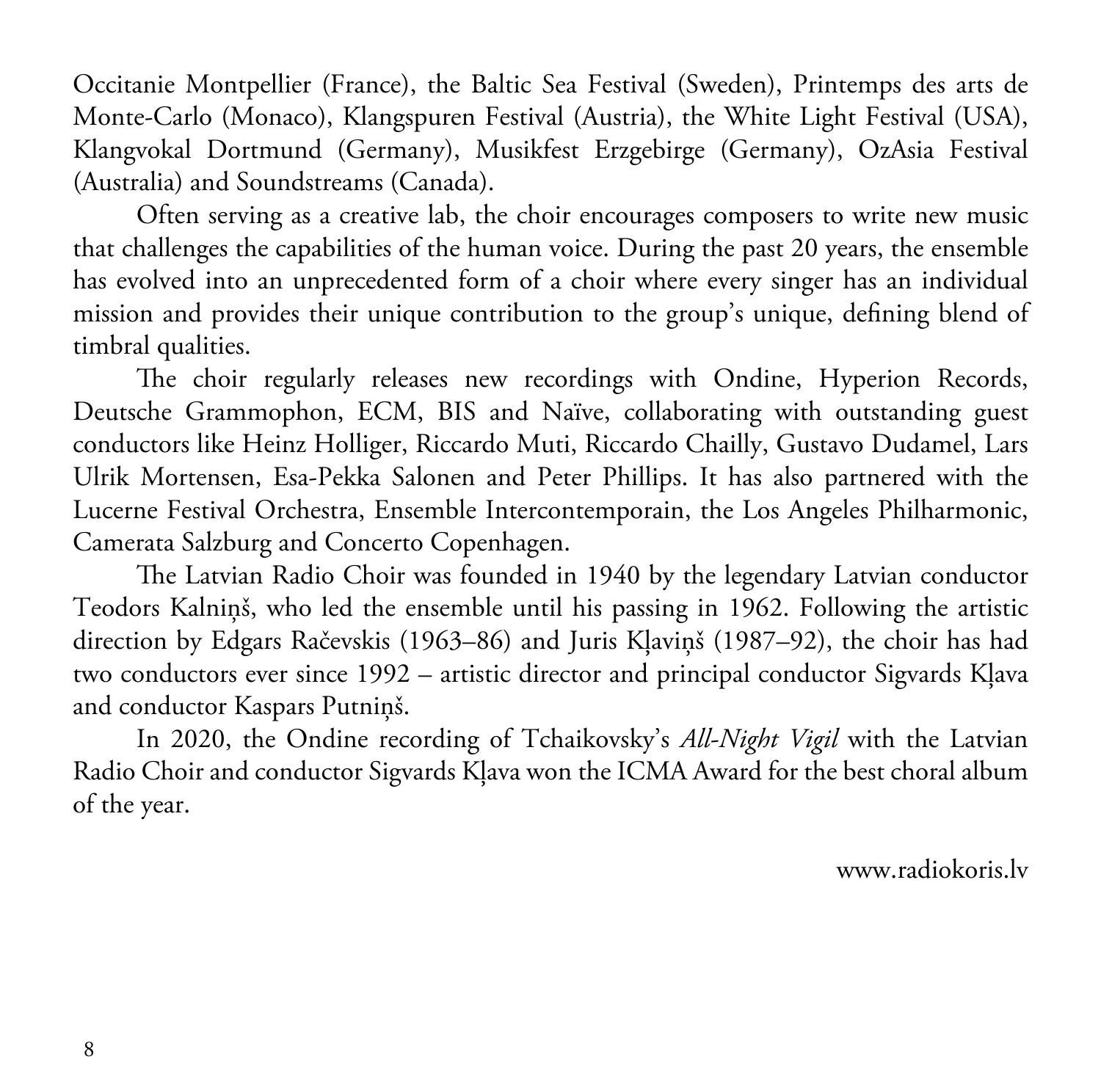Occitanie Montpellier (France), the Baltic Sea Festival (Sweden), Printemps des arts de Monte-Carlo (Monaco), Klangspuren Festival (Austria), the White Light Festival (USA), Klangvokal Dortmund (Germany), Musikfest Erzgebirge (Germany), OzAsia Festival (Australia) and Soundstreams (Canada).

Often serving as a creative lab, the choir encourages composers to write new music that challenges the capabilities of the human voice. During the past 20 years, the ensemble has evolved into an unprecedented form of a choir where every singer has an individual mission and provides their unique contribution to the group's unique, defining blend of timbral qualities.

The choir regularly releases new recordings with Ondine, Hyperion Records, Deutsche Grammophon, ECM, BIS and Naïve, collaborating with outstanding guest conductors like Heinz Holliger, Riccardo Muti, Riccardo Chailly, Gustavo Dudamel, Lars Ulrik Mortensen, Esa-Pekka Salonen and Peter Phillips. It has also partnered with the Lucerne Festival Orchestra, Ensemble Intercontemporain, the Los Angeles Philharmonic, Camerata Salzburg and Concerto Copenhagen.

The Latvian Radio Choir was founded in 1940 by the legendary Latvian conductor Teodors Kalniņš, who led the ensemble until his passing in 1962. Following the artistic direction by Edgars Račevskis (1963–86) and Juris Kļaviņš (1987–92), the choir has had two conductors ever since 1992 – artistic director and principal conductor Sigvards Kļava and conductor Kaspars Putniņš.

In 2020, the Ondine recording of Tchaikovsky's *All-Night Vigil* with the Latvian Radio Choir and conductor Sigvards Kļava won the ICMA Award for the best choral album of the year.

www.radiokoris.lv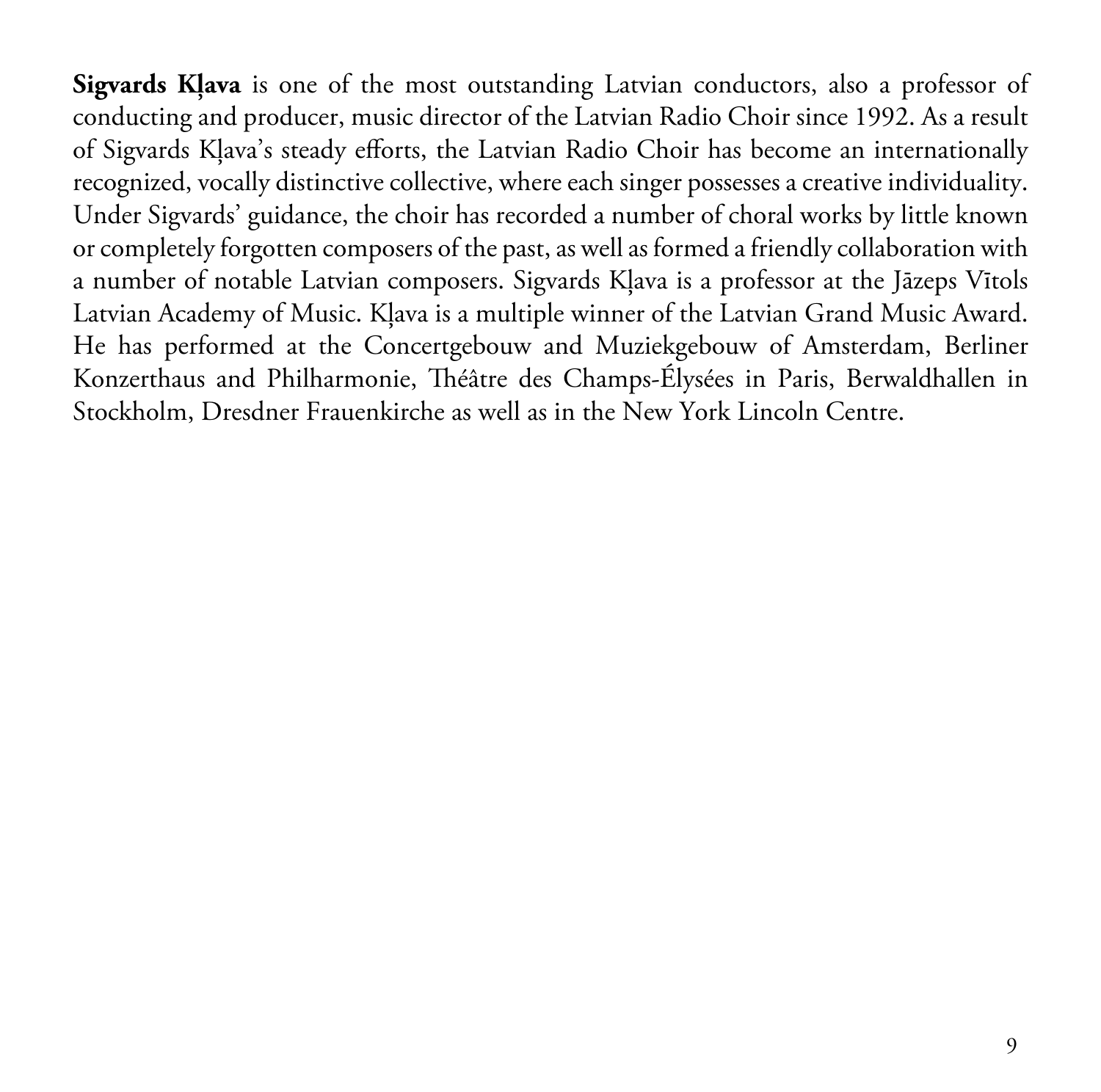**Sigvards Kļava** is one of the most outstanding Latvian conductors, also a professor of conducting and producer, music director of the Latvian Radio Choir since 1992. As a result of Sigvards Kļava's steady efforts, the Latvian Radio Choir has become an internationally recognized, vocally distinctive collective, where each singer possesses a creative individuality. Under Sigvards' guidance, the choir has recorded a number of choral works by little known or completely forgotten composers of the past, as well as formed a friendly collaboration with a number of notable Latvian composers. Sigvards Kļava is a professor at the Jāzeps Vītols Latvian Academy of Music. Kļava is a multiple winner of the Latvian Grand Music Award. He has performed at the Concertgebouw and Muziekgebouw of Amsterdam, Berliner Konzerthaus and Philharmonie, Théâtre des Champs-Élysées in Paris, Berwaldhallen in Stockholm, Dresdner Frauenkirche as well as in the New York Lincoln Centre.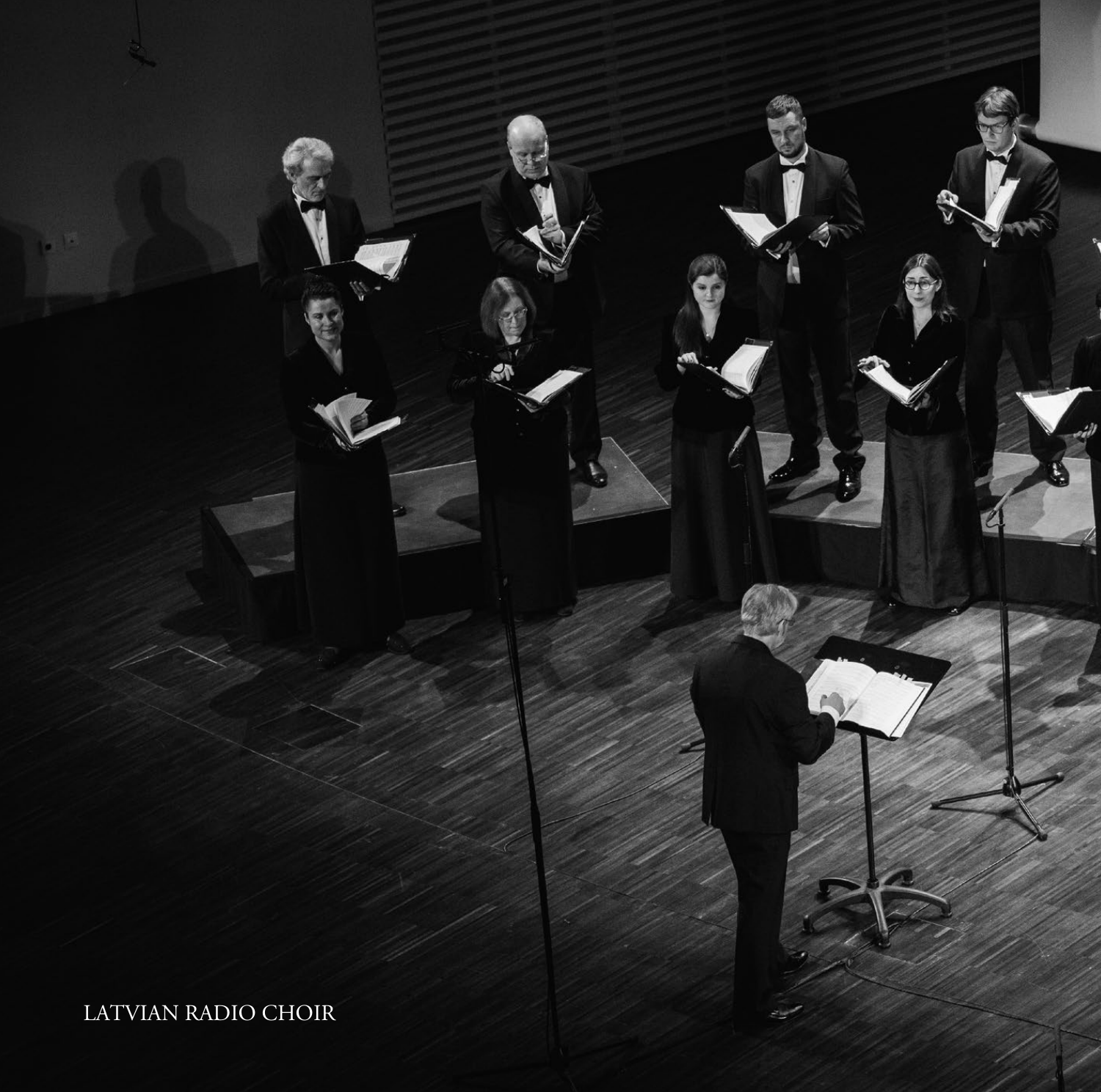LATVIAN RADIO CHOIR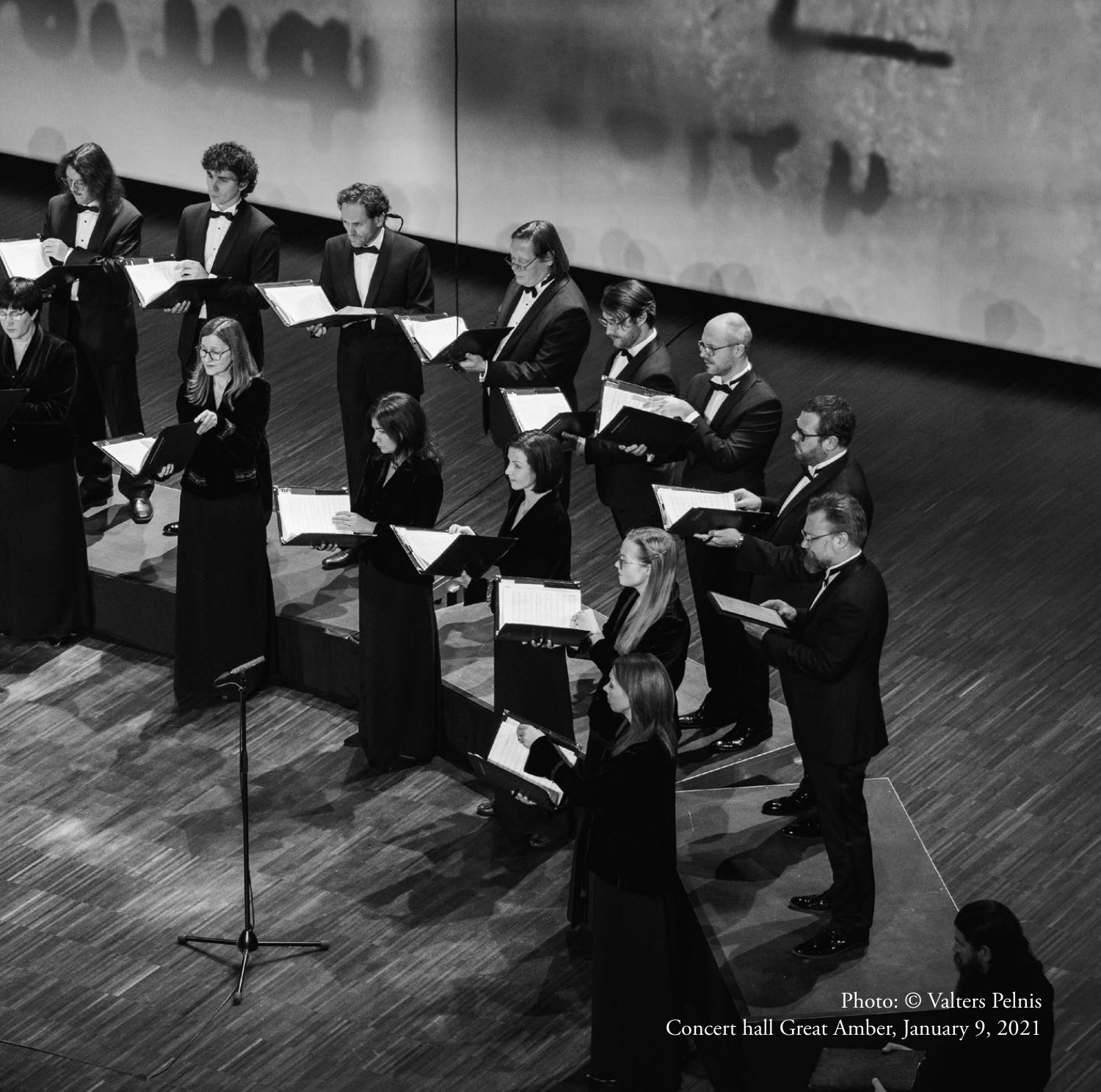Photo: © Valters Pelnis
Concert hall Great Amber, January 9, 2021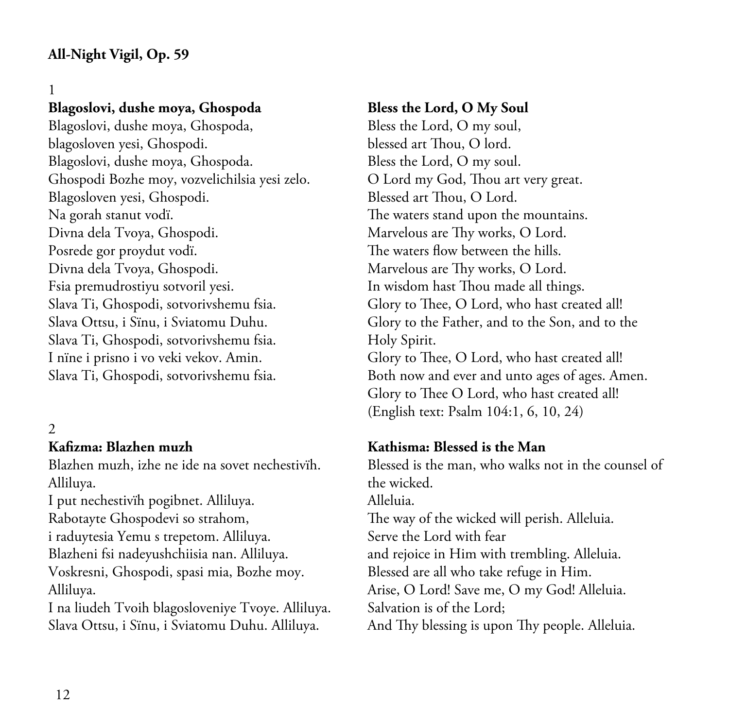**All-Night Vigil, Op. 59**

1

**Blagoslovi, dushe moya, Ghospoda**

Blagoslovi, dushe moya, Ghospoda,
blagosloven yesi, Ghospodi.
Blagoslovi, dushe moya, Ghospoda.
Ghospodi Bozhe moy, vozvelichilsia yesi zelo.
Blagosloven yesi, Ghospodi.
Na gorah stanut vodï.
Divna dela Tvoya, Ghospodi.
Posrede gor proydut vodï.
Divna dela Tvoya, Ghospodi.
Fsia premudrostiyu sotvoril yesi.
Slava Ti, Ghospodi, sotvorivshemu fsia.
Slava Ottsu, i Sïnu, i Sviatomu Duhu.
Slava Ti, Ghospodi, sotvorivshemu fsia.
I nïne i prisno i vo veki vekov. Amin.
Slava Ti, Ghospodi, sotvorivshemu fsia.

**Bless the Lord, O My Soul**

Bless the Lord, O my soul,
blessed art Thou, O lord.
Bless the Lord, O my soul.
O Lord my God, Thou art very great.
Blessed art Thou, O Lord.
The waters stand upon the mountains.
Marvelous are Thy works, O Lord.
The waters flow between the hills.
Marvelous are Thy works, O Lord.
In wisdom hast Thou made all things.
Glory to Thee, O Lord, who hast created all!
Glory to the Father, and to the Son, and to the Holy Spirit.
Glory to Thee, O Lord, who hast created all!
Both now and ever and unto ages of ages. Amen.
Glory to Thee O Lord, who hast created all!
(English text: Psalm 104:1, 6, 10, 24)

2

**Kafizma: Blazhen muzh**

Blazhen muzh, izhe ne ide na sovet nechestivïh.
Alliluya.
I put nechestivïh pogibnet. Alliluya.
Rabotayte Ghospodevi so strahom,
i raduytesia Yemu s trepetom. Alliluya.
Blazheni fsi nadeyushchiisia nan. Alliluya.
Voskresni, Ghospodi, spasi mia, Bozhe moy.
Alliluya.
I na liudeh Tvoih blagosloveniye Tvoye. Alliluya.
Slava Ottsu, i Sïnu, i Sviatomu Duhu. Alliluya.

**Kathisma: Blessed is the Man**

Blessed is the man, who walks not in the counsel of the wicked.
Alleluia.
The way of the wicked will perish. Alleluia.
Serve the Lord with fear
and rejoice in Him with trembling. Alleluia.
Blessed are all who take refuge in Him.
Arise, O Lord! Save me, O my God! Alleluia.
Salvation is of the Lord;
And Thy blessing is upon Thy people. Alleluia.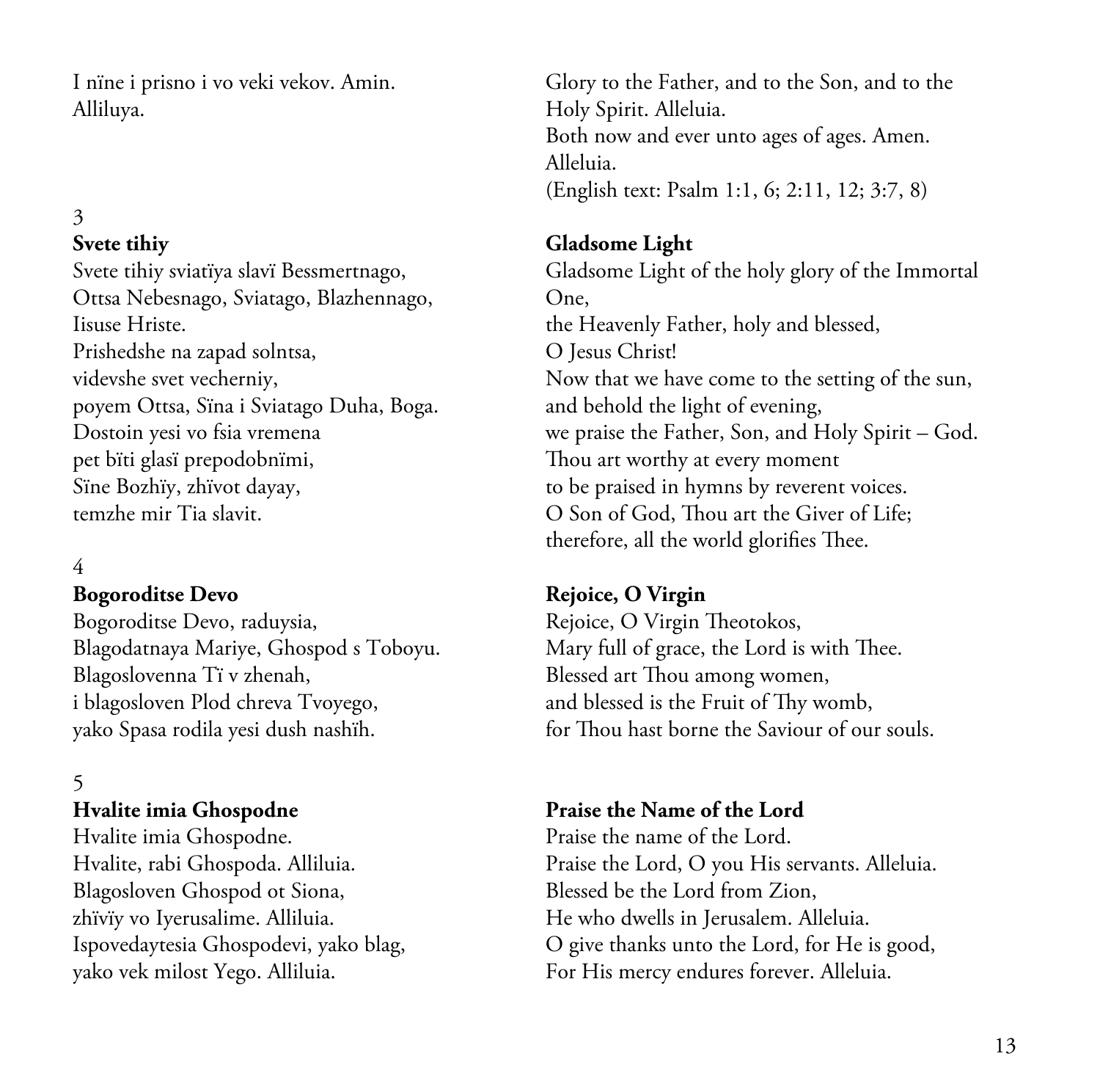I nïne i prisno i vo veki vekov. Amin.
Alliluya.

Glory to the Father, and to the Son, and to the Holy Spirit. Alleluia.
Both now and ever unto ages of ages. Amen.
Alleluia.
(English text: Psalm 1:1, 6; 2:11, 12; 3:7, 8)

3

**Svete tihiy**

Svete tihiy sviatïya slavï Bessmertnago,
Ottsa Nebesnago, Sviatago, Blazhennago,
Iisuse Hriste.
Prishedshe na zapad solntsa,
videvshe svet vecherniy,
poyem Ottsa, Sïna i Sviatago Duha, Boga.
Dostoin yesi vo fsia vremena
pet bïti glasï prepodobnïmi,
Sïne Bozhïy, zhïvot dayay,
temzhe mir Tia slavit.

**Gladsome Light**

Gladsome Light of the holy glory of the Immortal One,
the Heavenly Father, holy and blessed,
O Jesus Christ!
Now that we have come to the setting of the sun,
and behold the light of evening,
we praise the Father, Son, and Holy Spirit – God.
Thou art worthy at every moment
to be praised in hymns by reverent voices.
O Son of God, Thou art the Giver of Life;
therefore, all the world glorifies Thee.

4

**Bogoroditse Devo**

Bogoroditse Devo, raduysia,
Blagodatnaya Mariye, Ghospod s Toboyu.
Blagoslovenna Tï v zhenah,
i blagosloven Plod chreva Tvoyego,
yako Spasa rodila yesi dush nashïh.

**Rejoice, O Virgin**

Rejoice, O Virgin Theotokos,
Mary full of grace, the Lord is with Thee.
Blessed art Thou among women,
and blessed is the Fruit of Thy womb,
for Thou hast borne the Saviour of our souls.

5

**Hvalite imia Ghospodne**

Hvalite imia Ghospodne.
Hvalite, rabi Ghospoda. Alliluia.
Blagosloven Ghospod ot Siona,
zhïvïy vo Iyerusalime. Alliluia.
Ispovedaytesia Ghospodevi, yako blag,
yako vek milost Yego. Alliluia.

**Praise the Name of the Lord**

Praise the name of the Lord.
Praise the Lord, O you His servants. Alleluia.
Blessed be the Lord from Zion,
He who dwells in Jerusalem. Alleluia.
O give thanks unto the Lord, for He is good,
For His mercy endures forever. Alleluia.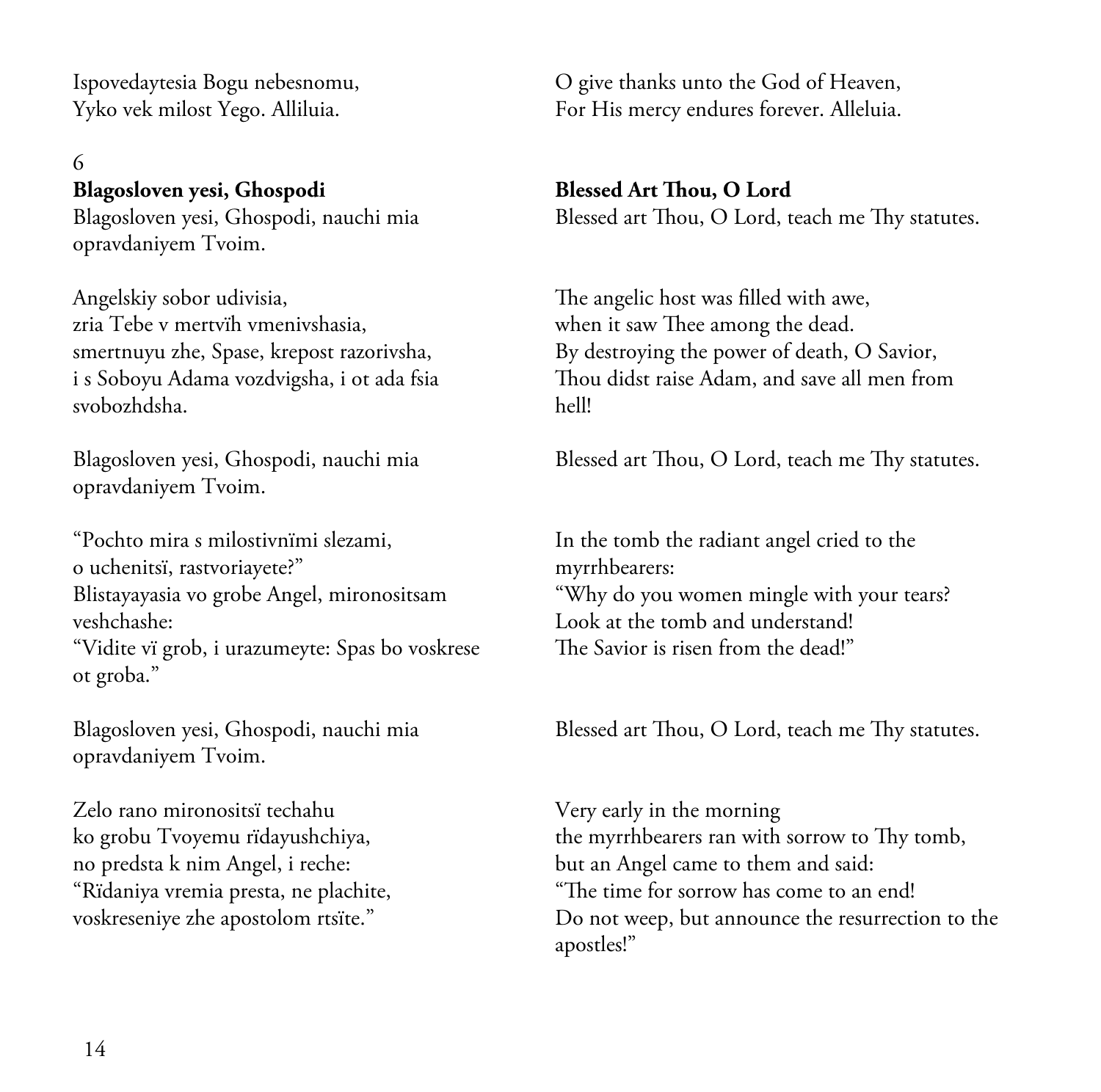Ispovedaytesia Bogu nebesnomu,
Yyko vek milost Yego. Alliluia.

O give thanks unto the God of Heaven,
For His mercy endures forever. Alleluia.

6

**Blagosloven yesi, Ghospodi**

Blagosloven yesi, Ghospodi, nauchi mia opravdaniyem Tvoim.

Angelskiy sobor udivisia,
zria Tebe v mertvïh vmenivshasia,
smertnuyu zhe, Spase, krepost razorivsha,
i s Soboyu Adama vozdvigsha, i ot ada fsia svobozhdsha.

Blagosloven yesi, Ghospodi, nauchi mia opravdaniyem Tvoim.

“Pochto mira s milostivnïmi slezami,
o uchenitsï, rastvoriayete?”
Blistayayasia vo grobe Angel, mironositsam veshchashe:
“Vidite vï grob, i urazumeyte: Spas bo voskrese ot groba.”

Blagosloven yesi, Ghospodi, nauchi mia opravdaniyem Tvoim.

Zelo rano mironositsï techahu
ko grobu Tvoyemu rïdayushchiya,
no predsta k nim Angel, i reche:
“Rïdaniya vremia presta, ne plachite,
voskreseniye zhe apostolom rtsïte.”

**Blessed Art Thou, O Lord**

Blessed art Thou, O Lord, teach me Thy statutes.

The angelic host was filled with awe,
when it saw Thee among the dead.
By destroying the power of death, O Savior,
Thou didst raise Adam, and save all men from hell!

Blessed art Thou, O Lord, teach me Thy statutes.

In the tomb the radiant angel cried to the myrrhbearers:
“Why do you women mingle with your tears?
Look at the tomb and understand!
The Savior is risen from the dead!”

Blessed art Thou, O Lord, teach me Thy statutes.

Very early in the morning
the myrrhbearers ran with sorrow to Thy tomb,
but an Angel came to them and said:
“The time for sorrow has come to an end!
Do not weep, but announce the resurrection to the apostles!”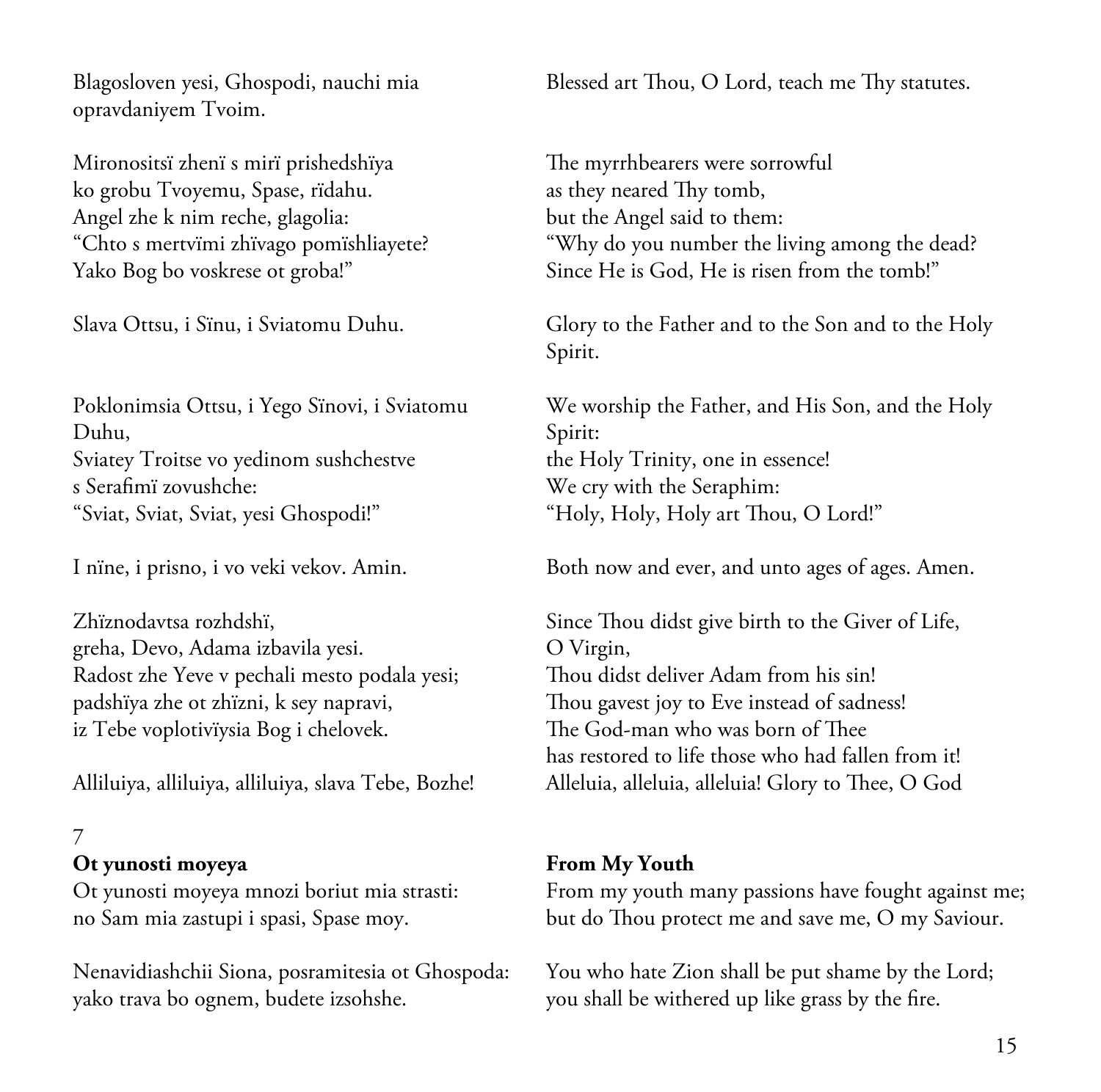Blagosloven yesi, Ghospodi, nauchi mia opravdaniyem Tvoim.

Blessed art Thou, O Lord, teach me Thy statutes.

Mironositsï zhenï s mirï prishedshïya
ko grobu Tvoyemu, Spase, rïdahu.
Angel zhe k nim reche, glagolia:
"Chto s mertvïmi zhïvago pomïshliayete?
Yako Bog bo voskrese ot groba!"

The myrrhbearers were sorrowful
as they neared Thy tomb,
but the Angel said to them:
"Why do you number the living among the dead?
Since He is God, He is risen from the tomb!"

Slava Ottsu, i Sïnu, i Sviatomu Duhu.

Glory to the Father and to the Son and to the Holy Spirit.

Poklonimsia Ottsu, i Yego Sïnovi, i Sviatomu Duhu,
Sviatey Troitse vo yedinom sushchestve
s Serafimï zovushche:
"Sviat, Sviat, Sviat, yesi Ghospodi!"

We worship the Father, and His Son, and the Holy Spirit:
the Holy Trinity, one in essence!
We cry with the Seraphim:
"Holy, Holy, Holy art Thou, O Lord!"

I nïne, i prisno, i vo veki vekov. Amin.

Both now and ever, and unto ages of ages. Amen.

Zhïznodavtsa rozhdshï,
greha, Devo, Adama izbavila yesi.
Radost zhe Yeve v pechali mesto podala yesi;
padshïya zhe ot zhïzni, k sey napravi,
iz Tebe voplotivïysia Bog i chelovek.

Since Thou didst give birth to the Giver of Life,
O Virgin,
Thou didst deliver Adam from his sin!
Thou gavest joy to Eve instead of sadness!
The God-man who was born of Thee
has restored to life those who had fallen from it!

Alliluiya, alliluiya, alliluiya, slava Tebe, Bozhe!

Alleluia, alleluia, alleluia! Glory to Thee, O God

7

**Ot yunosti moyeya**

Ot yunosti moyeya mnozi boriut mia strasti:
no Sam mia zastupi i spasi, Spase moy.

**From My Youth**

From my youth many passions have fought against me;
but do Thou protect me and save me, O my Saviour.

Nenavidiashchii Siona, posramitesia ot Ghospoda:
yako trava bo ognem, budete izsohshe.

You who hate Zion shall be put shame by the Lord;
you shall be withered up like grass by the fire.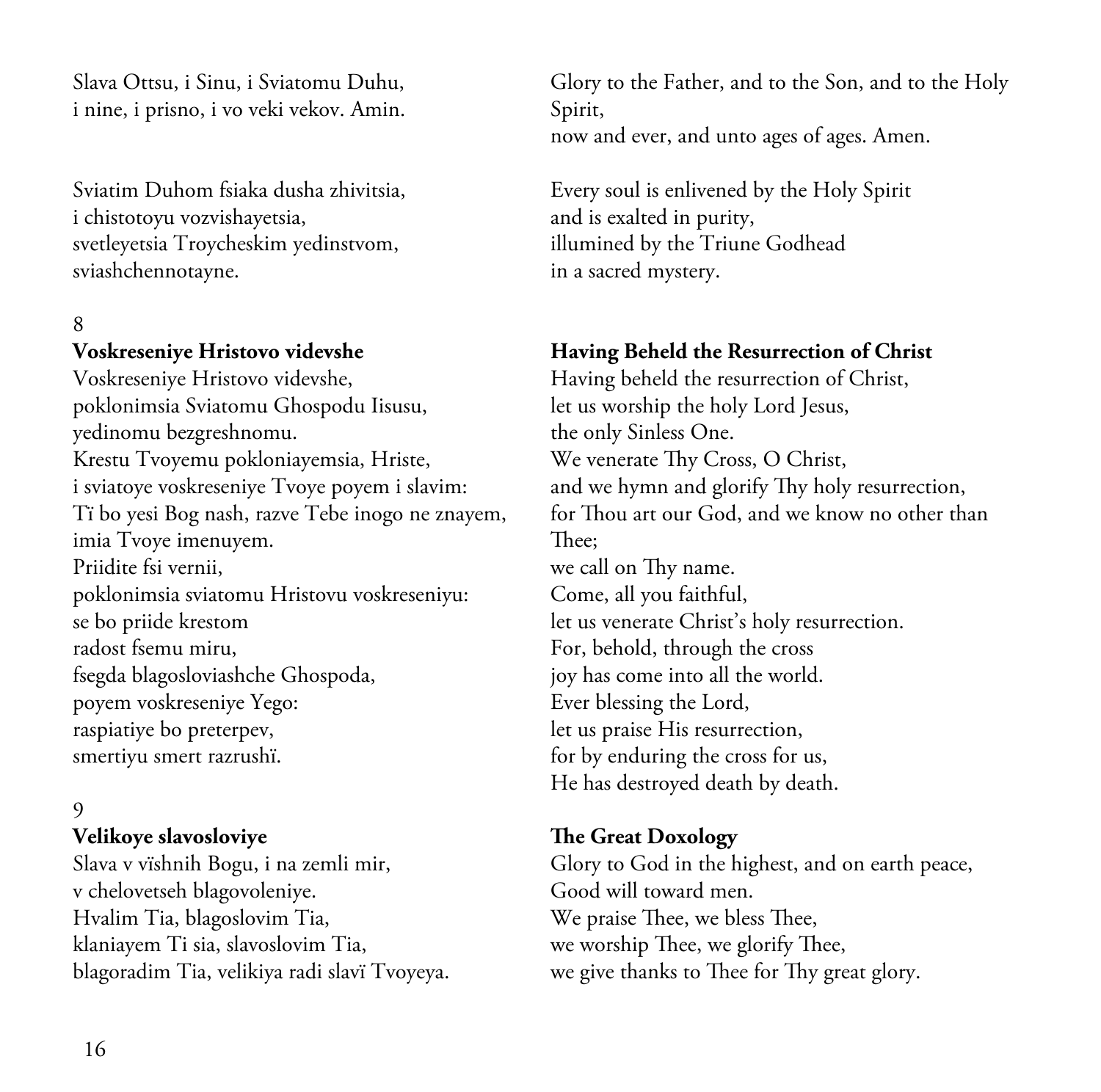Slava Ottsu, i Sinu, i Sviatomu Duhu,
i nine, i prisno, i vo veki vekov. Amin.

Glory to the Father, and to the Son, and to the Holy Spirit,
now and ever, and unto ages of ages. Amen.

Sviatim Duhom fsiaka dusha zhivitsia,
i chistotoyu vozvishayetsia,
svetleyetsia Troycheskim yedinstvom,
sviashchennotayne.

Every soul is enlivened by the Holy Spirit
and is exalted in purity,
illumined by the Triune Godhead
in a sacred mystery.

8

**Voskreseniye Hristovo videvshe**

Voskreseniye Hristovo videvshe,
poklonimsia Sviatomu Ghospodu Iisusu,
yedinomu bezgreshnomu.
Krestu Tvoyemu pokloniayemsia, Hriste,
i sviatoye voskreseniye Tvoye poyem i slavim:
Tï bo yesi Bog nash, razve Tebe inogo ne znayem,
imia Tvoye imenuyem.
Priidite fsi vernii,
poklonimsia sviatomu Hristovu voskreseniyu:
se bo priide krestom
radost fsemu miru,
fsegda blagosloviashche Ghospoda,
poyem voskreseniye Yego:
raspiatiye bo preterpev,
smertiyu smert razrushï.

**Having Beheld the Resurrection of Christ**

Having beheld the resurrection of Christ,
let us worship the holy Lord Jesus,
the only Sinless One.
We venerate Thy Cross, O Christ,
and we hymn and glorify Thy holy resurrection,
for Thou art our God, and we know no other than Thee;
we call on Thy name.
Come, all you faithful,
let us venerate Christ's holy resurrection.
For, behold, through the cross
joy has come into all the world.
Ever blessing the Lord,
let us praise His resurrection,
for by enduring the cross for us,
He has destroyed death by death.

9

**Velikoye slavosloviye**

Slava v vïshnih Bogu, i na zemli mir,
v chelovetseh blagovoleniye.
Hvalim Tia, blagoslovim Tia,
klaniayem Ti sia, slavoslovim Tia,
blagoradim Tia, velikiya radi slavï Tvoyeya.

**The Great Doxology**

Glory to God in the highest, and on earth peace,
Good will toward men.
We praise Thee, we bless Thee,
we worship Thee, we glorify Thee,
we give thanks to Thee for Thy great glory.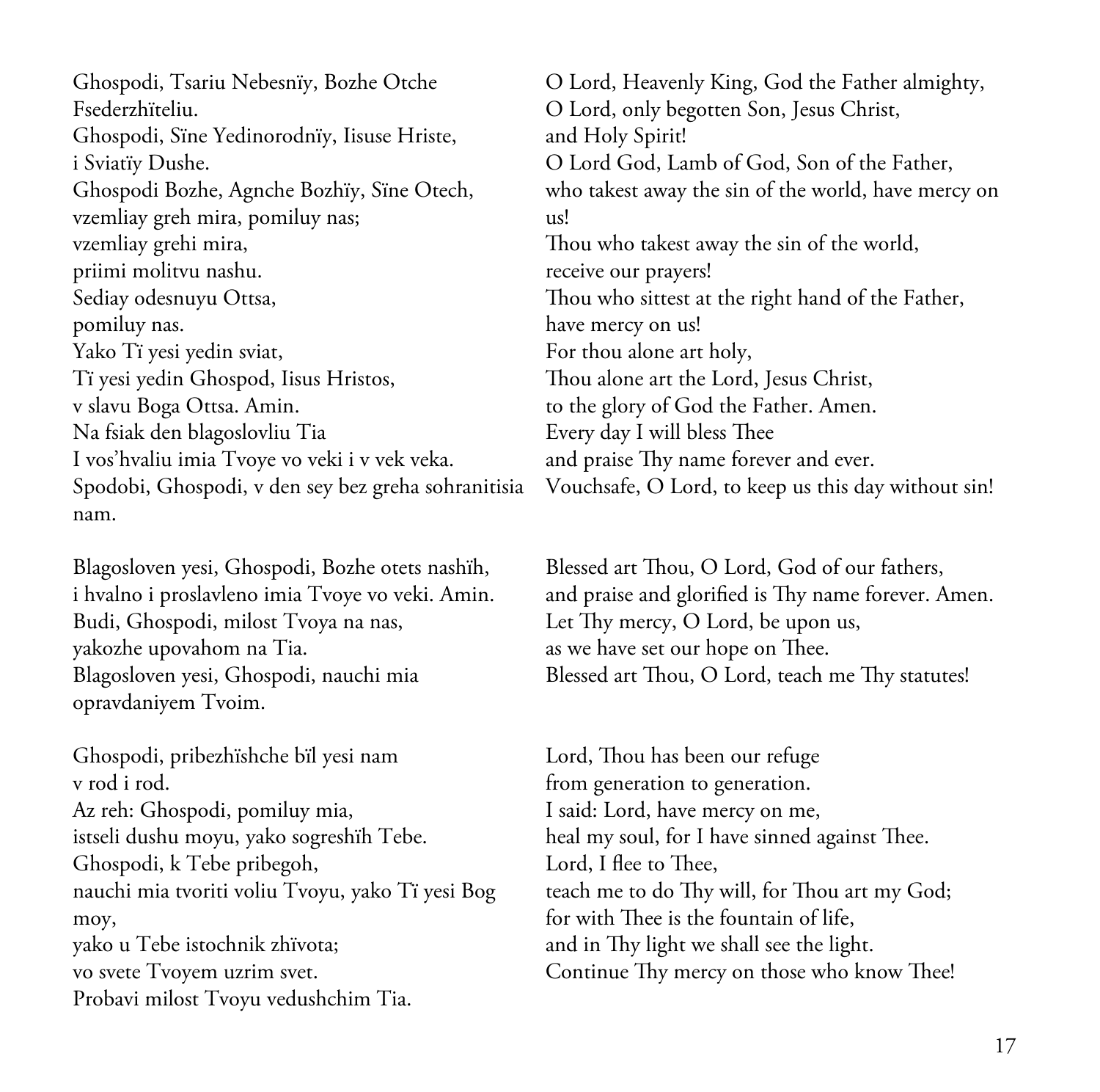Ghospodi, Tsariu Nebesnïy, Bozhe Otche Fsederzhïteliu.
Ghospodi, Sïne Yedinorodnïy, Iisuse Hriste,
i Sviatïy Dushe.
Ghospodi Bozhe, Agnche Bozhïy, Sïne Otech,
vzemliay greh mira, pomiluy nas;
vzemliay grehi mira,
priimi molitvu nashu.
Sediay odesnuyu Ottsa,
pomiluy nas.
Yako Tï yesi yedin sviat,
Tï yesi yedin Ghospod, Iisus Hristos,
v slavu Boga Ottsa. Amin.
Na fsiak den blagoslovliu Tia
I vos'hvaliu imia Tvoye vo veki i v vek veka.
Spodobi, Ghospodi, v den sey bez greha sohranitisia nam.

O Lord, Heavenly King, God the Father almighty,
O Lord, only begotten Son, Jesus Christ,
and Holy Spirit!
O Lord God, Lamb of God, Son of the Father,
who takest away the sin of the world, have mercy on us!
Thou who takest away the sin of the world,
receive our prayers!
Thou who sittest at the right hand of the Father,
have mercy on us!
For thou alone art holy,
Thou alone art the Lord, Jesus Christ,
to the glory of God the Father. Amen.
Every day I will bless Thee
and praise Thy name forever and ever.
Vouchsafe, O Lord, to keep us this day without sin!

Blagosloven yesi, Ghospodi, Bozhe otets nashïh,
i hvalno i proslavleno imia Tvoye vo veki. Amin.
Budi, Ghospodi, milost Tvoya na nas,
yakozhe upovahom na Tia.
Blagosloven yesi, Ghospodi, nauchi mia opravdaniyem Tvoim.

Blessed art Thou, O Lord, God of our fathers,
and praise and glorified is Thy name forever. Amen.
Let Thy mercy, O Lord, be upon us,
as we have set our hope on Thee.
Blessed art Thou, O Lord, teach me Thy statutes!

Ghospodi, pribezhïshche bïl yesi nam
v rod i rod.
Az reh: Ghospodi, pomiluy mia,
istseli dushu moyu, yako sogreshïh Tebe.
Ghospodi, k Tebe pribegoh,
nauchi mia tvoriti voliu Tvoyu, yako Tï yesi Bog moy,
yako u Tebe istochnik zhïvota;
vo svete Tvoyem uzrim svet.
Probavi milost Tvoyu vedushchim Tia.

Lord, Thou has been our refuge
from generation to generation.
I said: Lord, have mercy on me,
heal my soul, for I have sinned against Thee.
Lord, I flee to Thee,
teach me to do Thy will, for Thou art my God;
for with Thee is the fountain of life,
and in Thy light we shall see the light.
Continue Thy mercy on those who know Thee!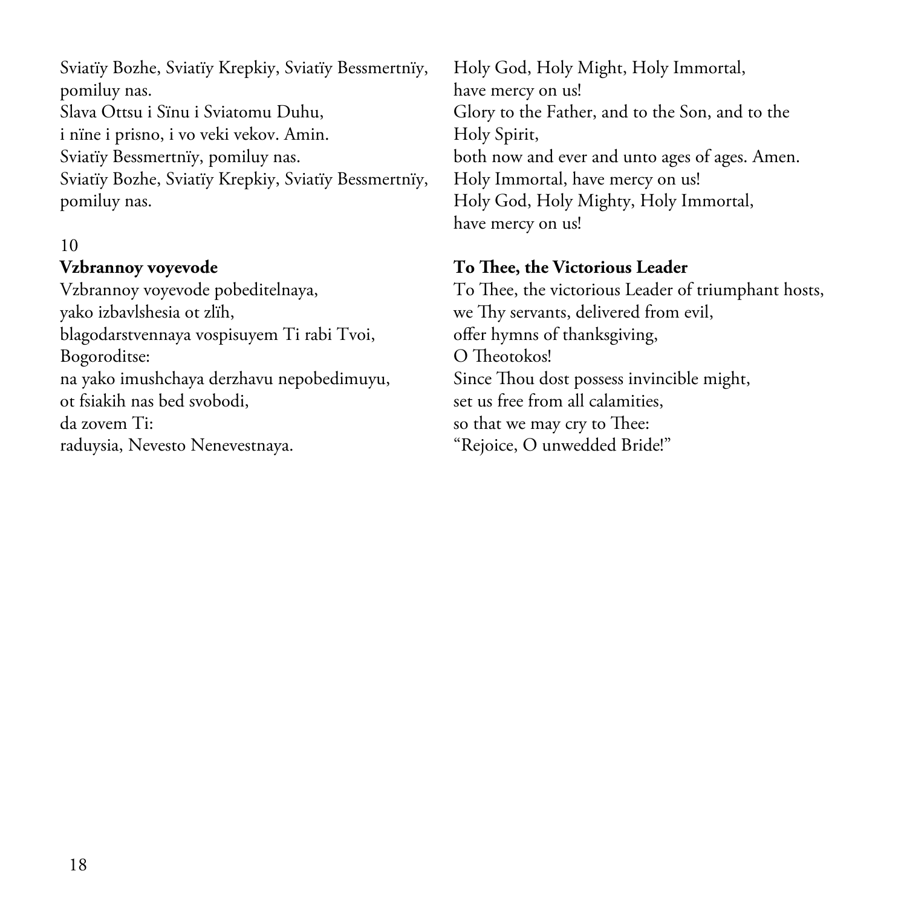Sviatïy Bozhe, Sviatïy Krepkiy, Sviatïy Bessmertnïy,
pomiluy nas.
Slava Ottsu i Sïnu i Sviatomu Duhu,
i nïne i prisno, i vo veki vekov. Amin.
Sviatïy Bessmertnïy, pomiluy nas.
Sviatïy Bozhe, Sviatïy Krepkiy, Sviatïy Bessmertnïy,
pomiluy nas.

Holy God, Holy Might, Holy Immortal,
have mercy on us!
Glory to the Father, and to the Son, and to the Holy Spirit,
both now and ever and unto ages of ages. Amen.
Holy Immortal, have mercy on us!
Holy God, Holy Mighty, Holy Immortal,
have mercy on us!

10

**Vzbrannoy voyevode**

Vzbrannoy voyevode pobeditelnaya,
yako izbavlshesia ot zlïh,
blagodarstvennaya vospisuyem Ti rabi Tvoi,
Bogoroditse:
na yako imushchaya derzhavu nepobedimuyu,
ot fsiakih nas bed svobodi,
da zovem Ti:
raduysia, Nevesto Nenevestnaya.

**To Thee, the Victorious Leader**

To Thee, the victorious Leader of triumphant hosts,
we Thy servants, delivered from evil,
offer hymns of thanksgiving,
O Theotokos!
Since Thou dost possess invincible might,
set us free from all calamities,
so that we may cry to Thee:
"Rejoice, O unwedded Bride!"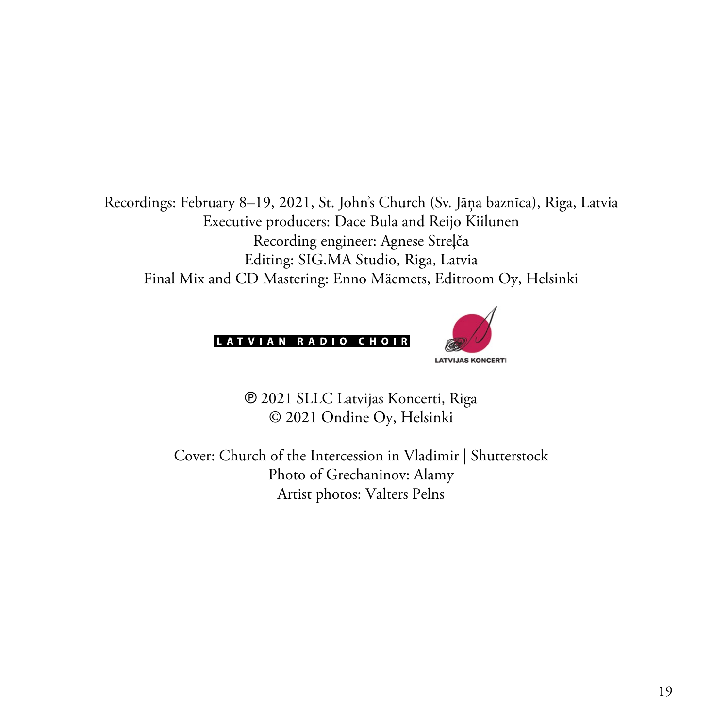Recordings: February 8–19, 2021, St. John's Church (Sv. Jāņa baznīca), Riga, Latvia
Executive producers: Dace Bula and Reijo Kiilunen
Recording engineer: Agnese Streļča
Editing: SIG.MA Studio, Riga, Latvia
Final Mix and CD Mastering: Enno Mäemets, Editroom Oy, Helsinki

LATVIAN RADIO CHOIR

LATVIJAS KONCERTI

℗ 2021 SLLC Latvijas Koncerti, Riga
© 2021 Ondine Oy, Helsinki

Cover: Church of the Intercession in Vladimir | Shutterstock
Photo of Grechaninov: Alamy
Artist photos: Valters Pelns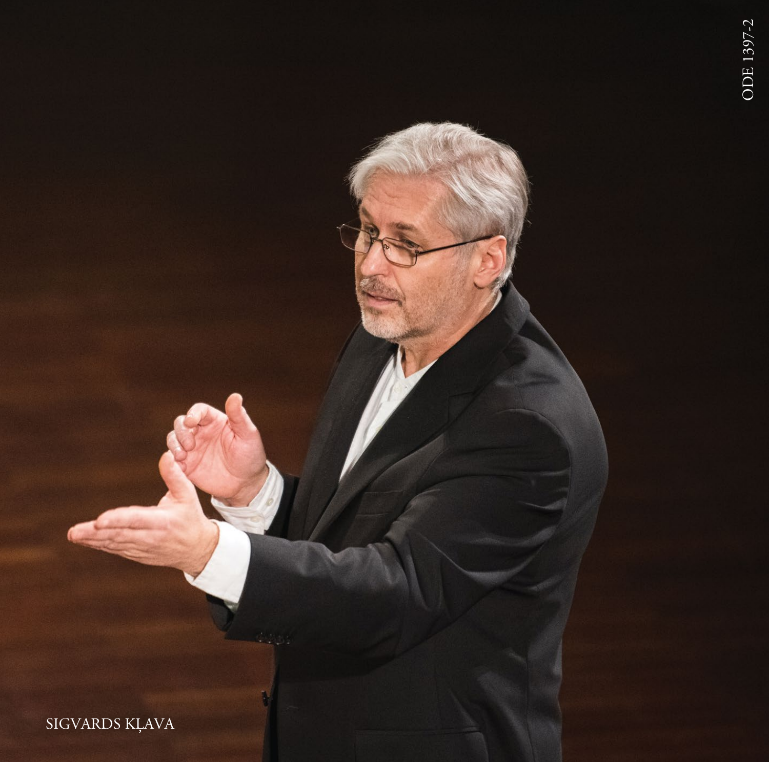SIGVARDS KĻAVA

ODE 1397-2